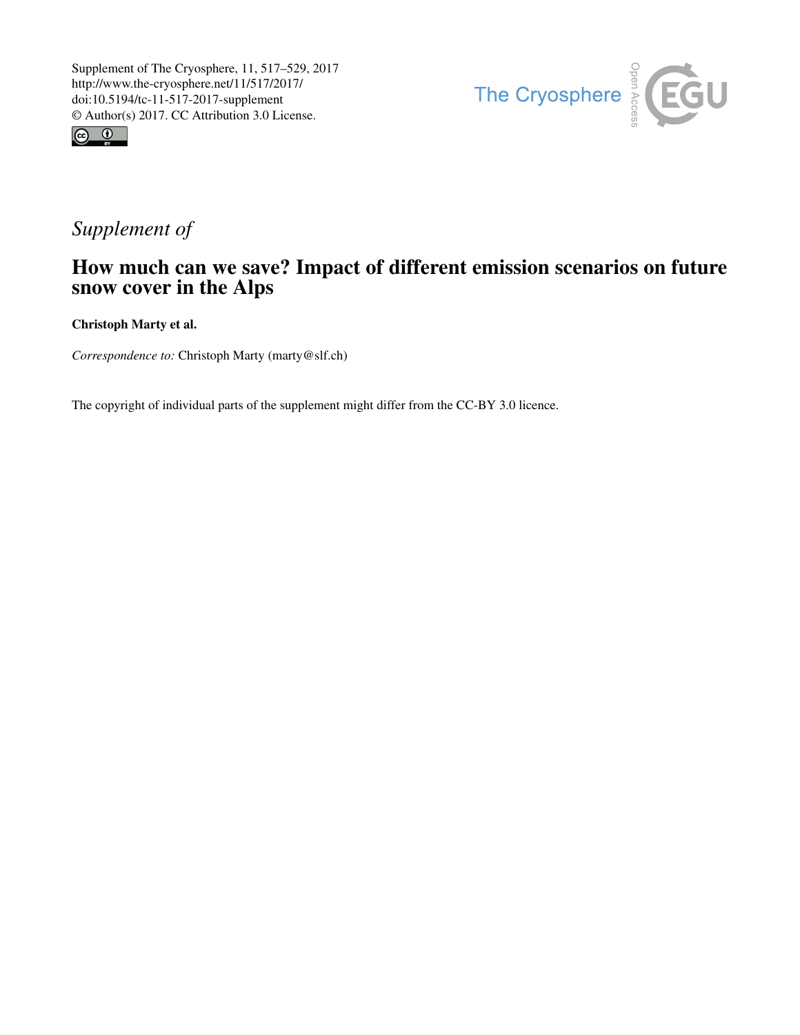Supplement of The Cryosphere, 11, 517–529, 2017
http://www.the-cryosphere.net/11/517/2017/
doi:10.5194/tc-11-517-2017-supplement
© Author(s) 2017. CC Attribution 3.0 License.

*Supplement of*

# How much can we save? Impact of different emission scenarios on future snow cover in the Alps

**Christoph Marty et al.**

*Correspondence to:* Christoph Marty (marty@slf.ch)

The copyright of individual parts of the supplement might differ from the CC-BY 3.0 licence.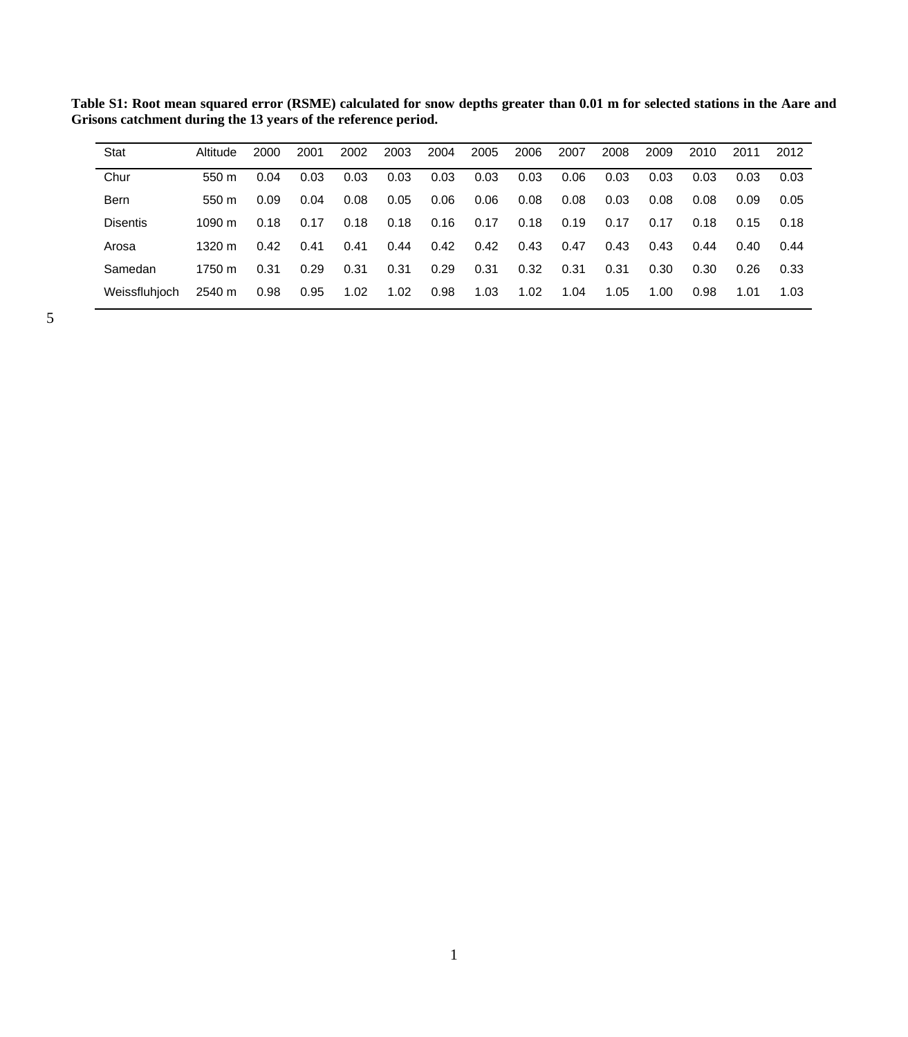**Table S1: Root mean squared error (RSME) calculated for snow depths greater than 0.01 m for selected stations in the Aare and Grisons catchment during the 13 years of the reference period.**

| Stat | Altitude | 2000 | 2001 | 2002 | 2003 | 2004 | 2005 | 2006 | 2007 | 2008 | 2009 | 2010 | 2011 | 2012 |
|---|---|---|---|---|---|---|---|---|---|---|---|---|---|---|
| Chur | 550 m | 0.04 | 0.03 | 0.03 | 0.03 | 0.03 | 0.03 | 0.03 | 0.06 | 0.03 | 0.03 | 0.03 | 0.03 | 0.03 |
| Bern | 550 m | 0.09 | 0.04 | 0.08 | 0.05 | 0.06 | 0.06 | 0.08 | 0.08 | 0.03 | 0.08 | 0.08 | 0.09 | 0.05 |
| Disentis | 1090 m | 0.18 | 0.17 | 0.18 | 0.18 | 0.16 | 0.17 | 0.18 | 0.19 | 0.17 | 0.17 | 0.18 | 0.15 | 0.18 |
| Arosa | 1320 m | 0.42 | 0.41 | 0.41 | 0.44 | 0.42 | 0.42 | 0.43 | 0.47 | 0.43 | 0.43 | 0.44 | 0.40 | 0.44 |
| Samedan | 1750 m | 0.31 | 0.29 | 0.31 | 0.31 | 0.29 | 0.31 | 0.32 | 0.31 | 0.31 | 0.30 | 0.30 | 0.26 | 0.33 |
| Weissfluhjoch | 2540 m | 0.98 | 0.95 | 1.02 | 1.02 | 0.98 | 1.03 | 1.02 | 1.04 | 1.05 | 1.00 | 0.98 | 1.01 | 1.03 |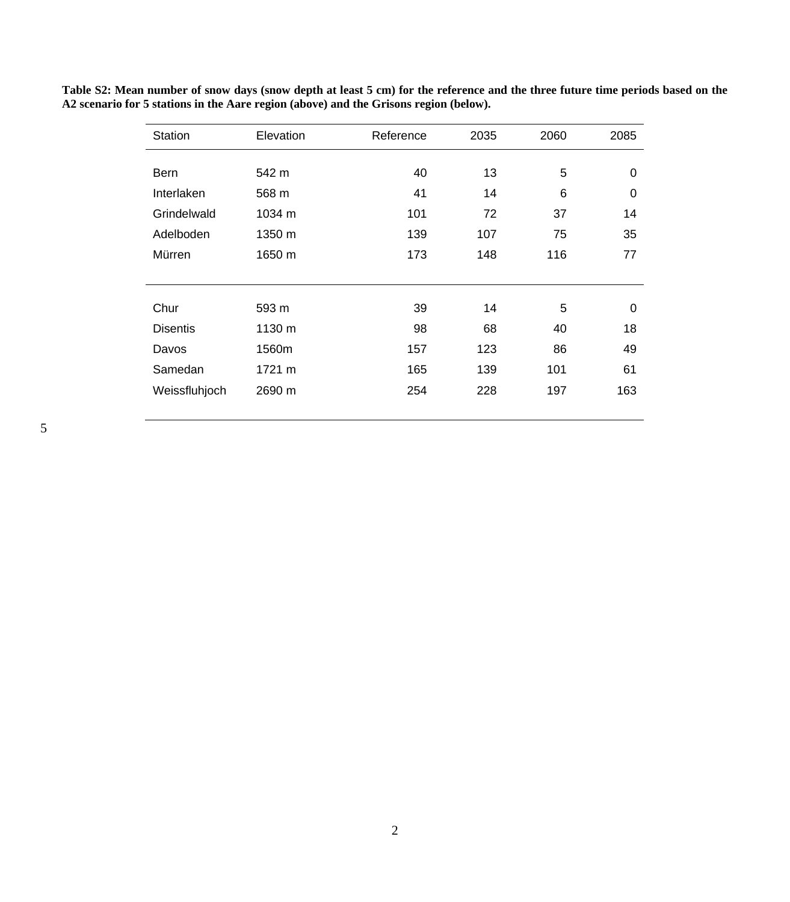**Table S2: Mean number of snow days (snow depth at least 5 cm) for the reference and the three future time periods based on the A2 scenario for 5 stations in the Aare region (above) and the Grisons region (below).**

| Station | Elevation | Reference | 2035 | 2060 | 2085 |
|---|---|---|---|---|---|
| Bern | 542 m | 40 | 13 | 5 | 0 |
| Interlaken | 568 m | 41 | 14 | 6 | 0 |
| Grindelwald | 1034 m | 101 | 72 | 37 | 14 |
| Adelboden | 1350 m | 139 | 107 | 75 | 35 |
| Mürren | 1650 m | 173 | 148 | 116 | 77 |
| Chur | 593 m | 39 | 14 | 5 | 0 |
| Disentis | 1130 m | 98 | 68 | 40 | 18 |
| Davos | 1560m | 157 | 123 | 86 | 49 |
| Samedan | 1721 m | 165 | 139 | 101 | 61 |
| Weissfluhjoch | 2690 m | 254 | 228 | 197 | 163 |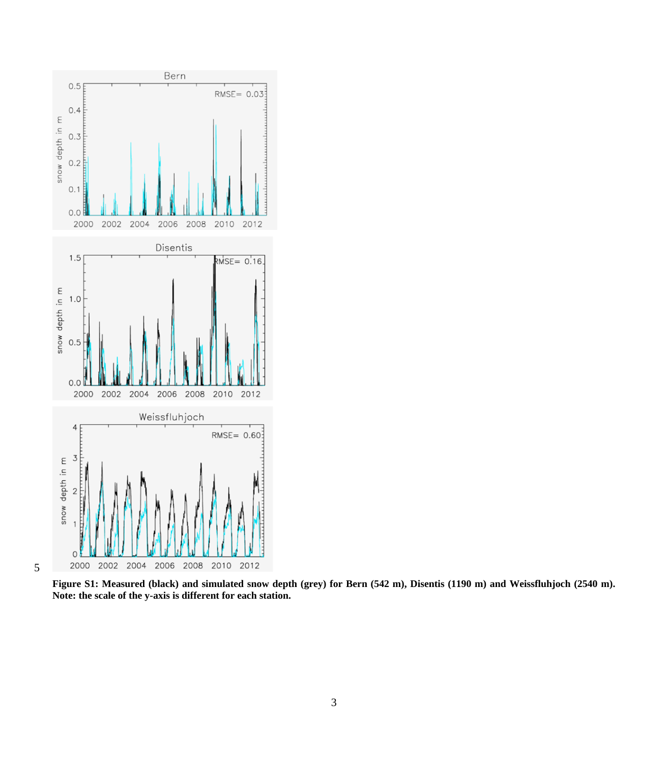**Figure S1: Measured (black) and simulated snow depth (grey) for Bern (542 m), Disentis (1190 m) and Weissfluhjoch (2540 m). Note: the scale of the y-axis is different for each station.**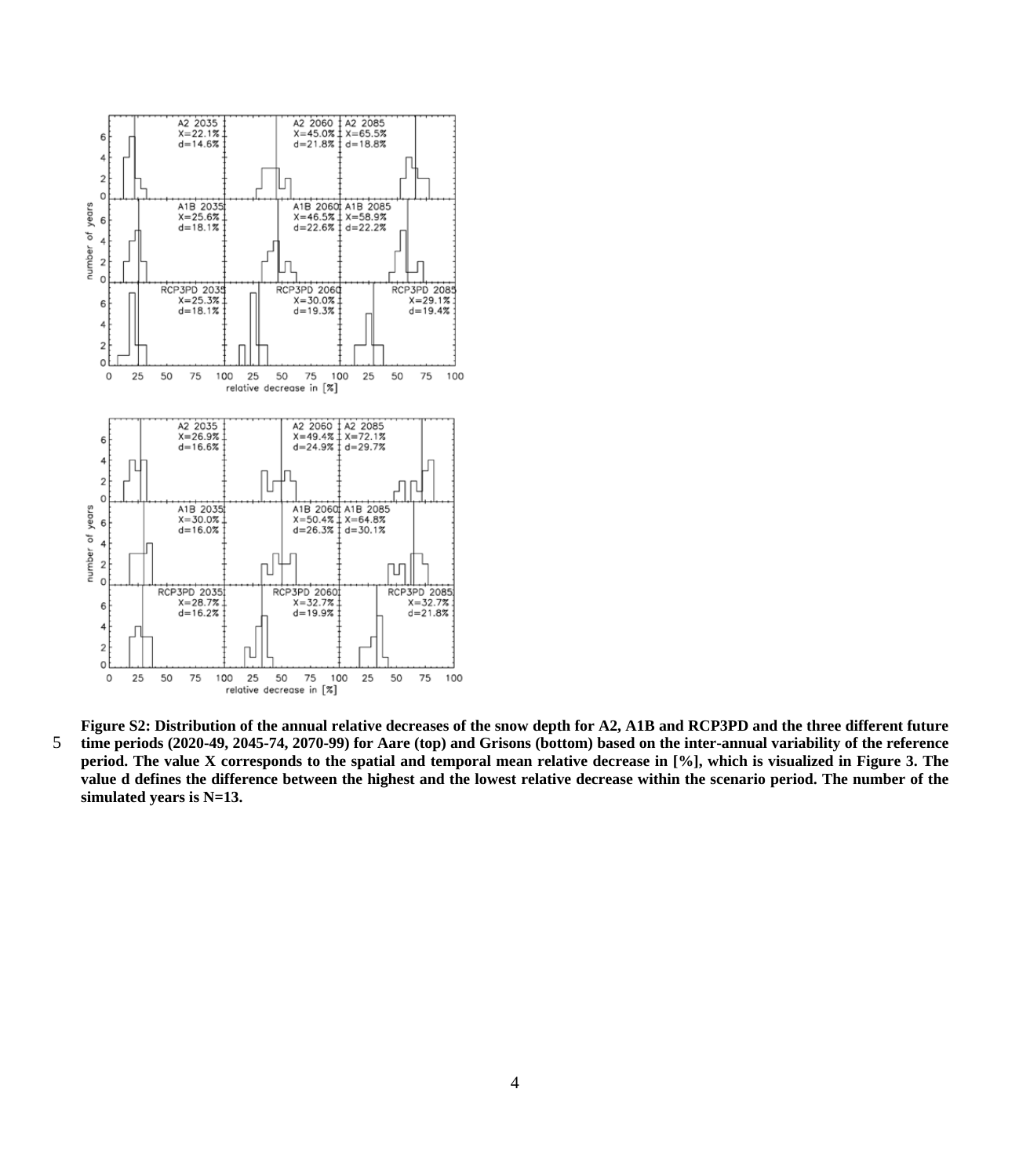**Figure S2: Distribution of the annual relative decreases of the snow depth for A2, A1B and RCP3PD and the three different future time periods (2020-49, 2045-74, 2070-99) for Aare (top) and Grisons (bottom) based on the inter-annual variability of the reference period. The value X corresponds to the spatial and temporal mean relative decrease in [%], which is visualized in Figure 3. The value d defines the difference between the highest and the lowest relative decrease within the scenario period. The number of the simulated years is N=13.**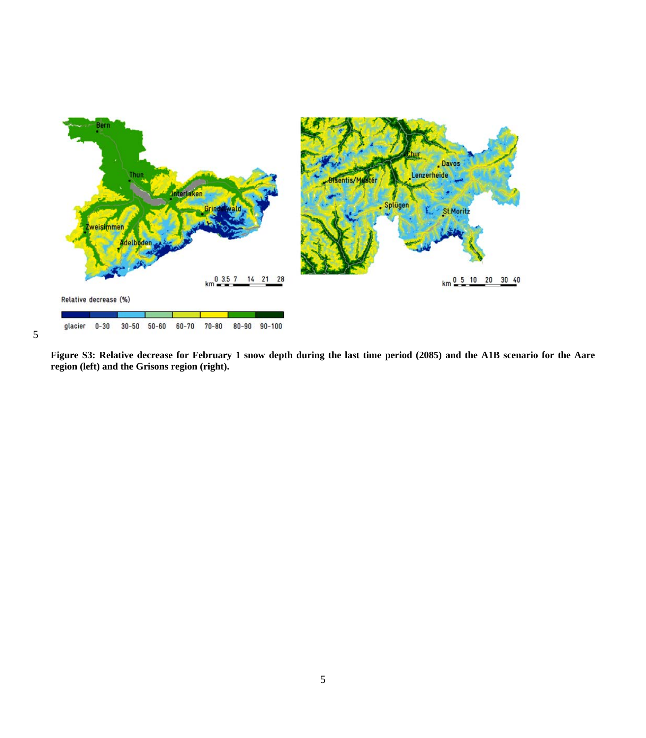**Figure S3: Relative decrease for February 1 snow depth during the last time period (2085) and the A1B scenario for the Aare region (left) and the Grisons region (right).**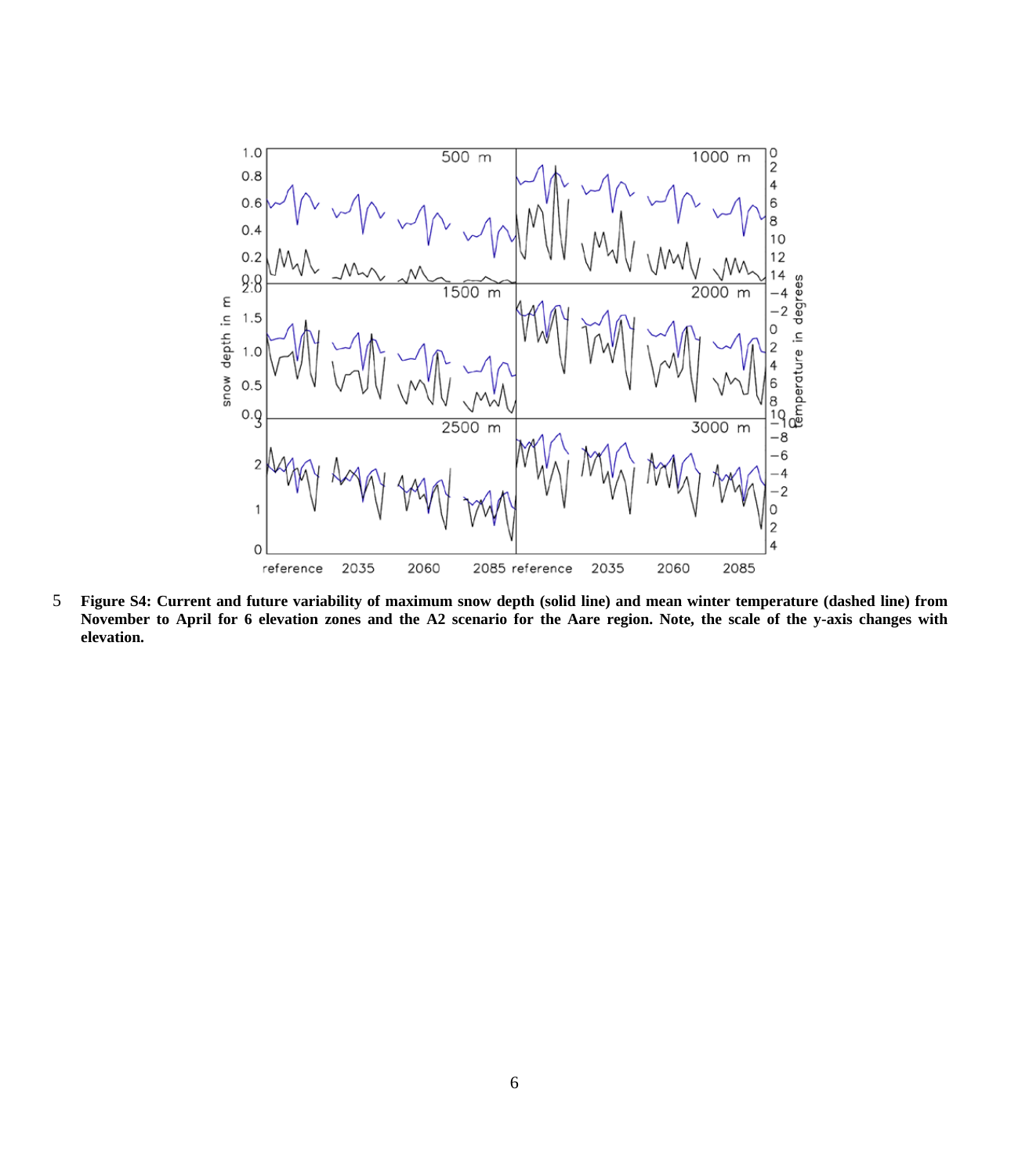**Figure S4: Current and future variability of maximum snow depth (solid line) and mean winter temperature (dashed line) from November to April for 6 elevation zones and the A2 scenario for the Aare region. Note, the scale of the y-axis changes with elevation.**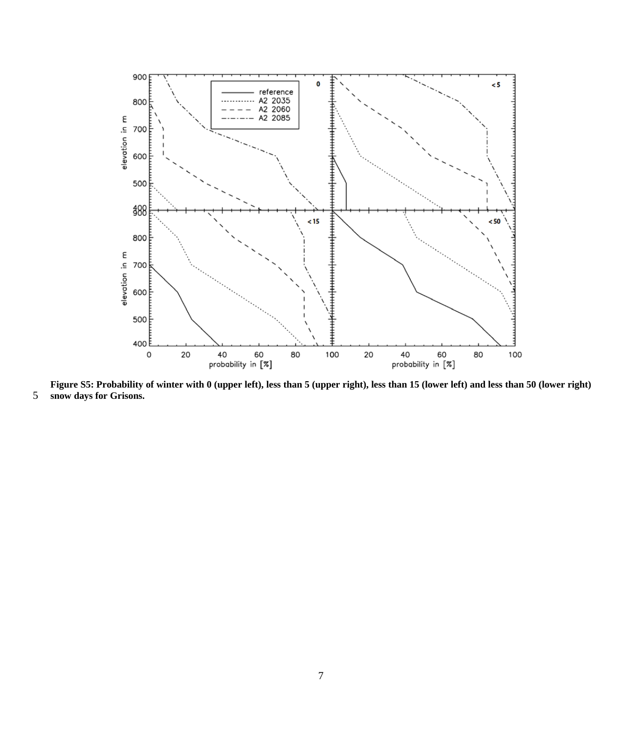**Figure S5: Probability of winter with 0 (upper left), less than 5 (upper right), less than 15 (lower left) and less than 50 (lower right) snow days for Grisons.**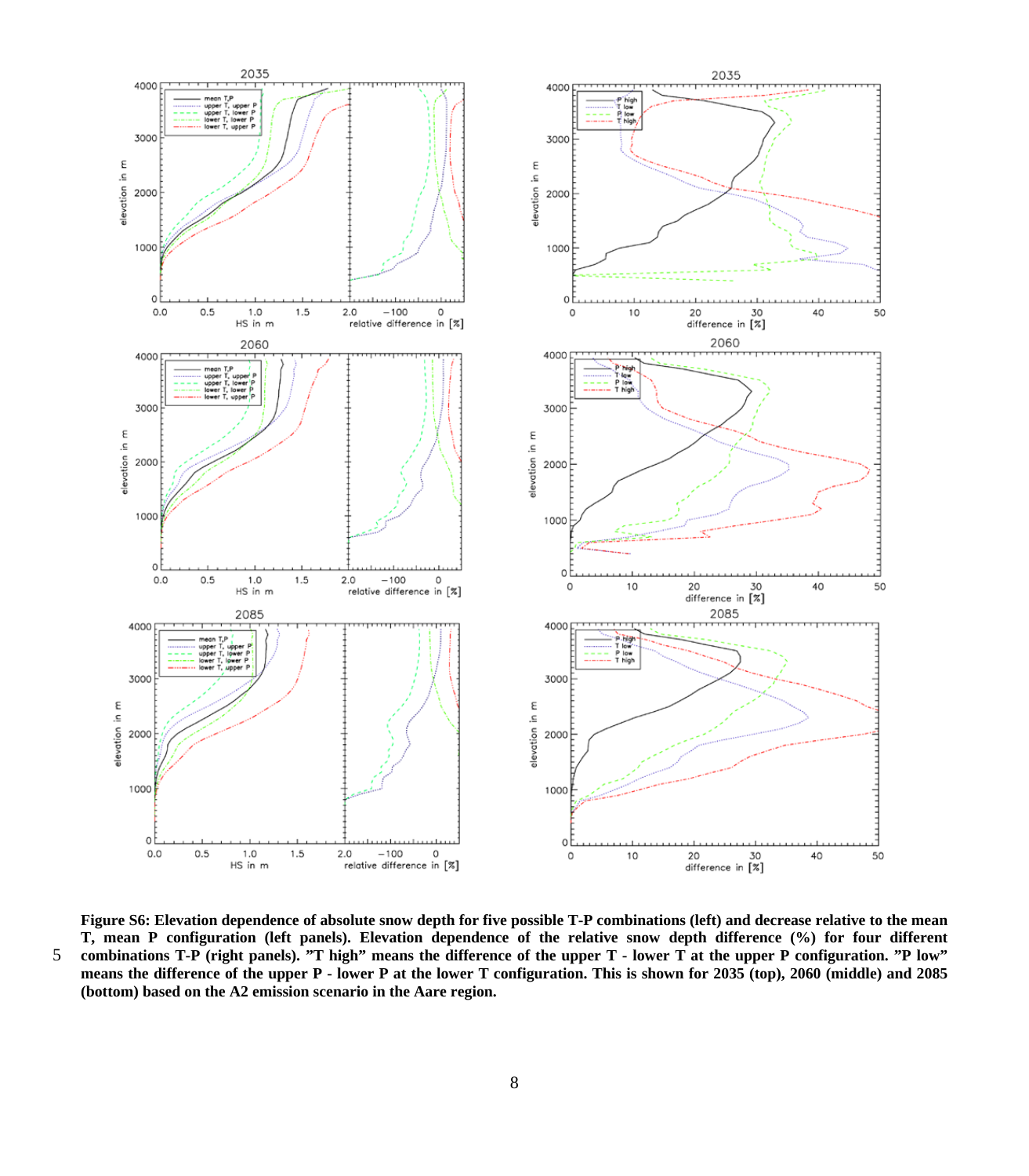2035

4000
3000
2000
1000
0

elevation in m

mean T,P
upper T, upper P
upper T, lower P
lower T, lower P
lower T, upper P

0.0 0.5 1.0 1.5 2.0
HS in m

−100 0
relative difference in [%]

2035

4000
3000
2000
1000
0

elevation in m

P high
T low
P low
T high

0 10 20 30 40 50
difference in [%]

2060

4000
3000
2000
1000
0

elevation in m

mean T,P
upper T, upper P
upper T, lower P
lower T, lower P
lower T, upper P

0.0 0.5 1.0 1.5 2.0
HS in m

−100 0
relative difference in [%]

2060

4000
3000
2000
1000
0

elevation in m

P high
T low
P low
T high

0 10 20 30 40 50
difference in [%]

2085

4000
3000
2000
1000
0

elevation in m

mean T,P
upper T, upper P
upper T, lower P
lower T, lower P
lower T, upper P

0.0 0.5 1.0 1.5 2.0
HS in m

−100 0
relative difference in [%]

2085

4000
3000
2000
1000
0

elevation in m

P high
T low
P low
T high

0 10 20 30 40 50
difference in [%]

**Figure S6: Elevation dependence of absolute snow depth for five possible T-P combinations (left) and decrease relative to the mean T, mean P configuration (left panels). Elevation dependence of the relative snow depth difference (%) for four different combinations T-P (right panels). "T high" means the difference of the upper T - lower T at the upper P configuration. "P low" means the difference of the upper P - lower P at the lower T configuration. This is shown for 2035 (top), 2060 (middle) and 2085 (bottom) based on the A2 emission scenario in the Aare region.**